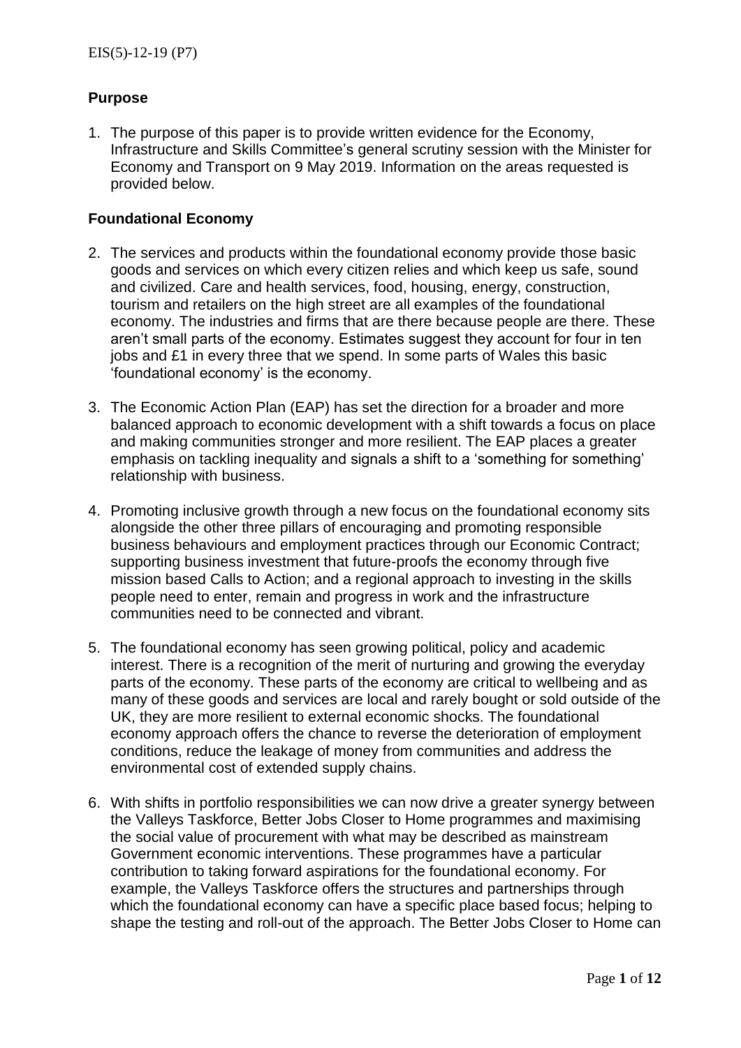EIS(5)-12-19 (P7)

## Purpose

1. The purpose of this paper is to provide written evidence for the Economy, Infrastructure and Skills Committee's general scrutiny session with the Minister for Economy and Transport on 9 May 2019. Information on the areas requested is provided below.

## Foundational Economy

2. The services and products within the foundational economy provide those basic goods and services on which every citizen relies and which keep us safe, sound and civilized. Care and health services, food, housing, energy, construction, tourism and retailers on the high street are all examples of the foundational economy. The industries and firms that are there because people are there. These aren't small parts of the economy. Estimates suggest they account for four in ten jobs and £1 in every three that we spend. In some parts of Wales this basic 'foundational economy' is the economy.

3. The Economic Action Plan (EAP) has set the direction for a broader and more balanced approach to economic development with a shift towards a focus on place and making communities stronger and more resilient. The EAP places a greater emphasis on tackling inequality and signals a shift to a 'something for something' relationship with business.

4. Promoting inclusive growth through a new focus on the foundational economy sits alongside the other three pillars of encouraging and promoting responsible business behaviours and employment practices through our Economic Contract; supporting business investment that future-proofs the economy through five mission based Calls to Action; and a regional approach to investing in the skills people need to enter, remain and progress in work and the infrastructure communities need to be connected and vibrant.

5. The foundational economy has seen growing political, policy and academic interest. There is a recognition of the merit of nurturing and growing the everyday parts of the economy. These parts of the economy are critical to wellbeing and as many of these goods and services are local and rarely bought or sold outside of the UK, they are more resilient to external economic shocks. The foundational economy approach offers the chance to reverse the deterioration of employment conditions, reduce the leakage of money from communities and address the environmental cost of extended supply chains.

6. With shifts in portfolio responsibilities we can now drive a greater synergy between the Valleys Taskforce, Better Jobs Closer to Home programmes and maximising the social value of procurement with what may be described as mainstream Government economic interventions. These programmes have a particular contribution to taking forward aspirations for the foundational economy. For example, the Valleys Taskforce offers the structures and partnerships through which the foundational economy can have a specific place based focus; helping to shape the testing and roll-out of the approach. The Better Jobs Closer to Home can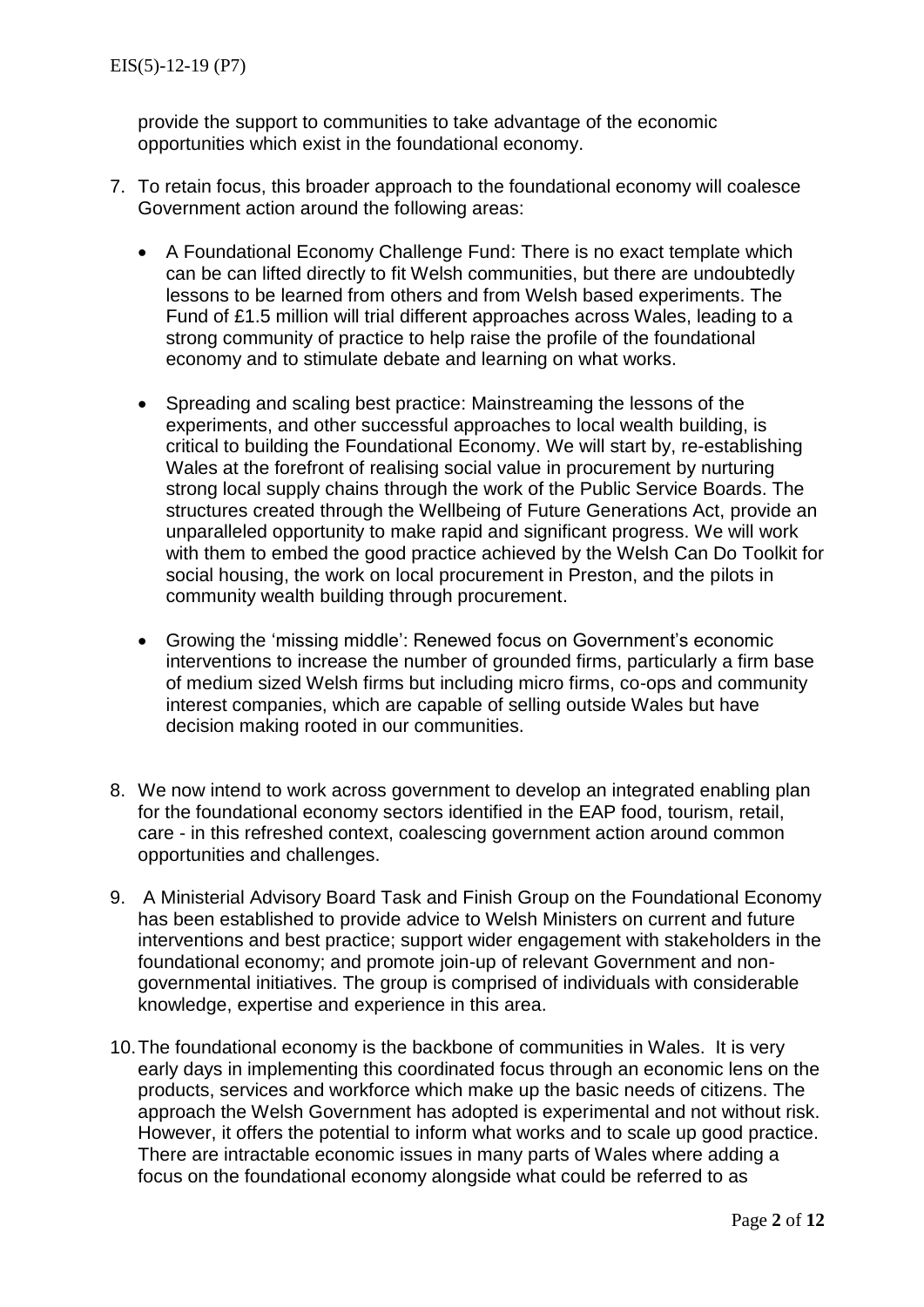provide the support to communities to take advantage of the economic opportunities which exist in the foundational economy.

7. To retain focus, this broader approach to the foundational economy will coalesce Government action around the following areas:

   - A Foundational Economy Challenge Fund: There is no exact template which can be can lifted directly to fit Welsh communities, but there are undoubtedly lessons to be learned from others and from Welsh based experiments. The Fund of £1.5 million will trial different approaches across Wales, leading to a strong community of practice to help raise the profile of the foundational economy and to stimulate debate and learning on what works.

   - Spreading and scaling best practice: Mainstreaming the lessons of the experiments, and other successful approaches to local wealth building, is critical to building the Foundational Economy. We will start by, re-establishing Wales at the forefront of realising social value in procurement by nurturing strong local supply chains through the work of the Public Service Boards. The structures created through the Wellbeing of Future Generations Act, provide an unparalleled opportunity to make rapid and significant progress. We will work with them to embed the good practice achieved by the Welsh Can Do Toolkit for social housing, the work on local procurement in Preston, and the pilots in community wealth building through procurement.

   - Growing the 'missing middle': Renewed focus on Government's economic interventions to increase the number of grounded firms, particularly a firm base of medium sized Welsh firms but including micro firms, co-ops and community interest companies, which are capable of selling outside Wales but have decision making rooted in our communities.

8. We now intend to work across government to develop an integrated enabling plan for the foundational economy sectors identified in the EAP food, tourism, retail, care - in this refreshed context, coalescing government action around common opportunities and challenges.

9. A Ministerial Advisory Board Task and Finish Group on the Foundational Economy has been established to provide advice to Welsh Ministers on current and future interventions and best practice; support wider engagement with stakeholders in the foundational economy; and promote join-up of relevant Government and non-governmental initiatives. The group is comprised of individuals with considerable knowledge, expertise and experience in this area.

10. The foundational economy is the backbone of communities in Wales. It is very early days in implementing this coordinated focus through an economic lens on the products, services and workforce which make up the basic needs of citizens. The approach the Welsh Government has adopted is experimental and not without risk. However, it offers the potential to inform what works and to scale up good practice. There are intractable economic issues in many parts of Wales where adding a focus on the foundational economy alongside what could be referred to as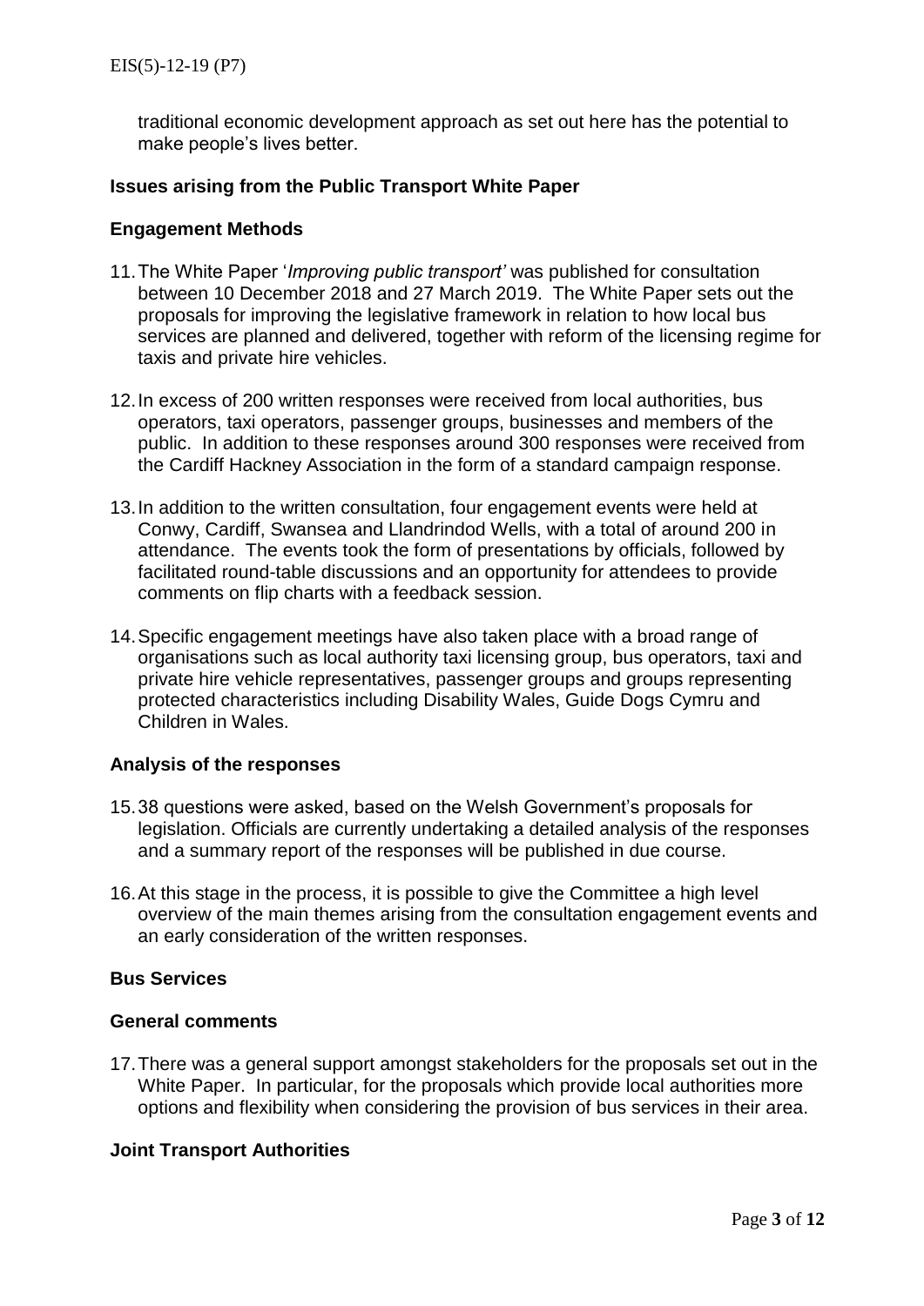traditional economic development approach as set out here has the potential to make people's lives better.

**Issues arising from the Public Transport White Paper**

**Engagement Methods**

11. The White Paper '*Improving public transport'* was published for consultation between 10 December 2018 and 27 March 2019. The White Paper sets out the proposals for improving the legislative framework in relation to how local bus services are planned and delivered, together with reform of the licensing regime for taxis and private hire vehicles.

12. In excess of 200 written responses were received from local authorities, bus operators, taxi operators, passenger groups, businesses and members of the public. In addition to these responses around 300 responses were received from the Cardiff Hackney Association in the form of a standard campaign response.

13. In addition to the written consultation, four engagement events were held at Conwy, Cardiff, Swansea and Llandrindod Wells, with a total of around 200 in attendance. The events took the form of presentations by officials, followed by facilitated round-table discussions and an opportunity for attendees to provide comments on flip charts with a feedback session.

14. Specific engagement meetings have also taken place with a broad range of organisations such as local authority taxi licensing group, bus operators, taxi and private hire vehicle representatives, passenger groups and groups representing protected characteristics including Disability Wales, Guide Dogs Cymru and Children in Wales.

**Analysis of the responses**

15. 38 questions were asked, based on the Welsh Government's proposals for legislation. Officials are currently undertaking a detailed analysis of the responses and a summary report of the responses will be published in due course.

16. At this stage in the process, it is possible to give the Committee a high level overview of the main themes arising from the consultation engagement events and an early consideration of the written responses.

**Bus Services**

**General comments**

17. There was a general support amongst stakeholders for the proposals set out in the White Paper. In particular, for the proposals which provide local authorities more options and flexibility when considering the provision of bus services in their area.

**Joint Transport Authorities**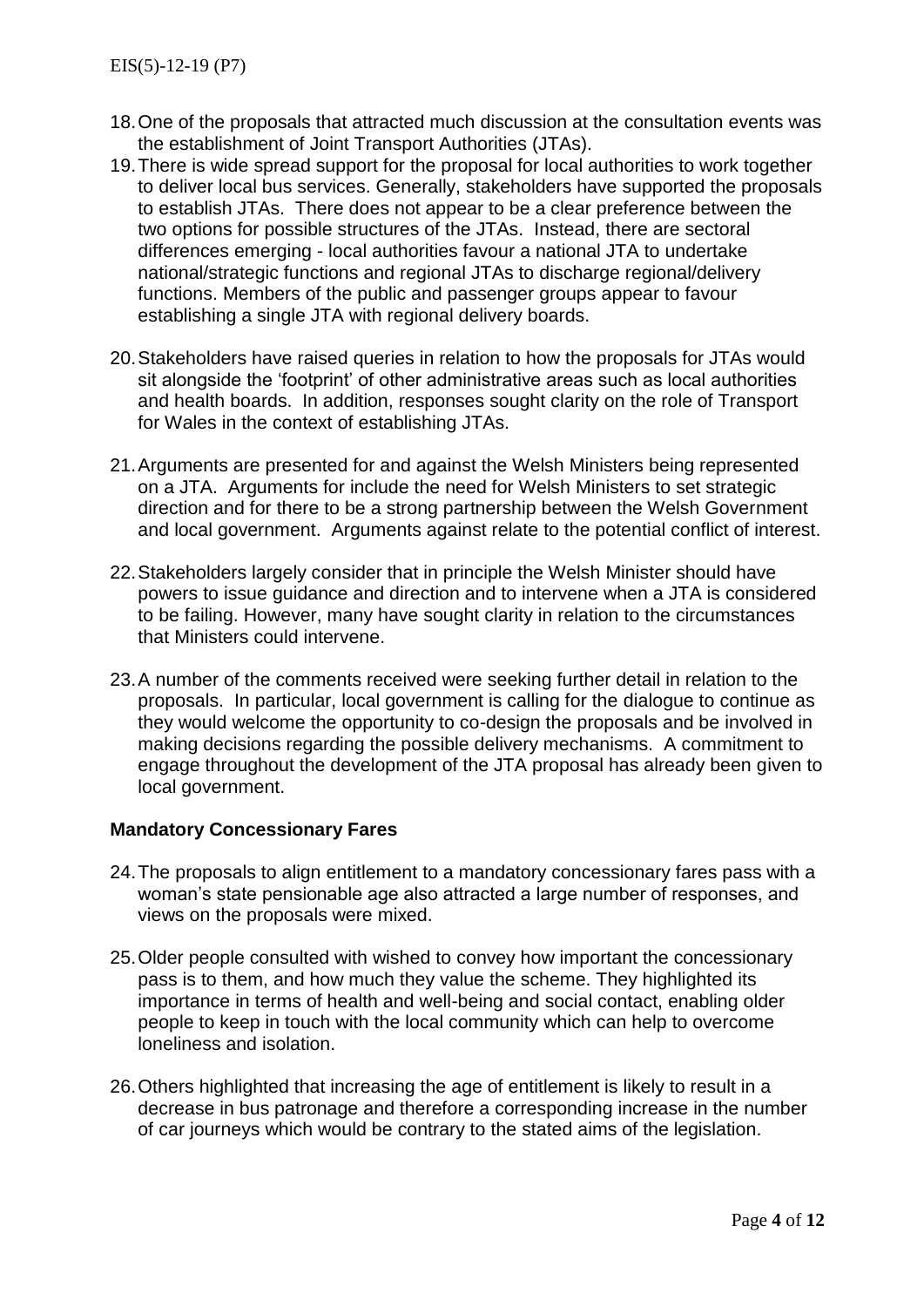18. One of the proposals that attracted much discussion at the consultation events was the establishment of Joint Transport Authorities (JTAs).

19. There is wide spread support for the proposal for local authorities to work together to deliver local bus services. Generally, stakeholders have supported the proposals to establish JTAs. There does not appear to be a clear preference between the two options for possible structures of the JTAs. Instead, there are sectoral differences emerging - local authorities favour a national JTA to undertake national/strategic functions and regional JTAs to discharge regional/delivery functions. Members of the public and passenger groups appear to favour establishing a single JTA with regional delivery boards.

20. Stakeholders have raised queries in relation to how the proposals for JTAs would sit alongside the 'footprint' of other administrative areas such as local authorities and health boards. In addition, responses sought clarity on the role of Transport for Wales in the context of establishing JTAs.

21. Arguments are presented for and against the Welsh Ministers being represented on a JTA. Arguments for include the need for Welsh Ministers to set strategic direction and for there to be a strong partnership between the Welsh Government and local government. Arguments against relate to the potential conflict of interest.

22. Stakeholders largely consider that in principle the Welsh Minister should have powers to issue guidance and direction and to intervene when a JTA is considered to be failing. However, many have sought clarity in relation to the circumstances that Ministers could intervene.

23. A number of the comments received were seeking further detail in relation to the proposals. In particular, local government is calling for the dialogue to continue as they would welcome the opportunity to co-design the proposals and be involved in making decisions regarding the possible delivery mechanisms. A commitment to engage throughout the development of the JTA proposal has already been given to local government.

**Mandatory Concessionary Fares**

24. The proposals to align entitlement to a mandatory concessionary fares pass with a woman's state pensionable age also attracted a large number of responses, and views on the proposals were mixed.

25. Older people consulted with wished to convey how important the concessionary pass is to them, and how much they value the scheme. They highlighted its importance in terms of health and well-being and social contact, enabling older people to keep in touch with the local community which can help to overcome loneliness and isolation.

26. Others highlighted that increasing the age of entitlement is likely to result in a decrease in bus patronage and therefore a corresponding increase in the number of car journeys which would be contrary to the stated aims of the legislation.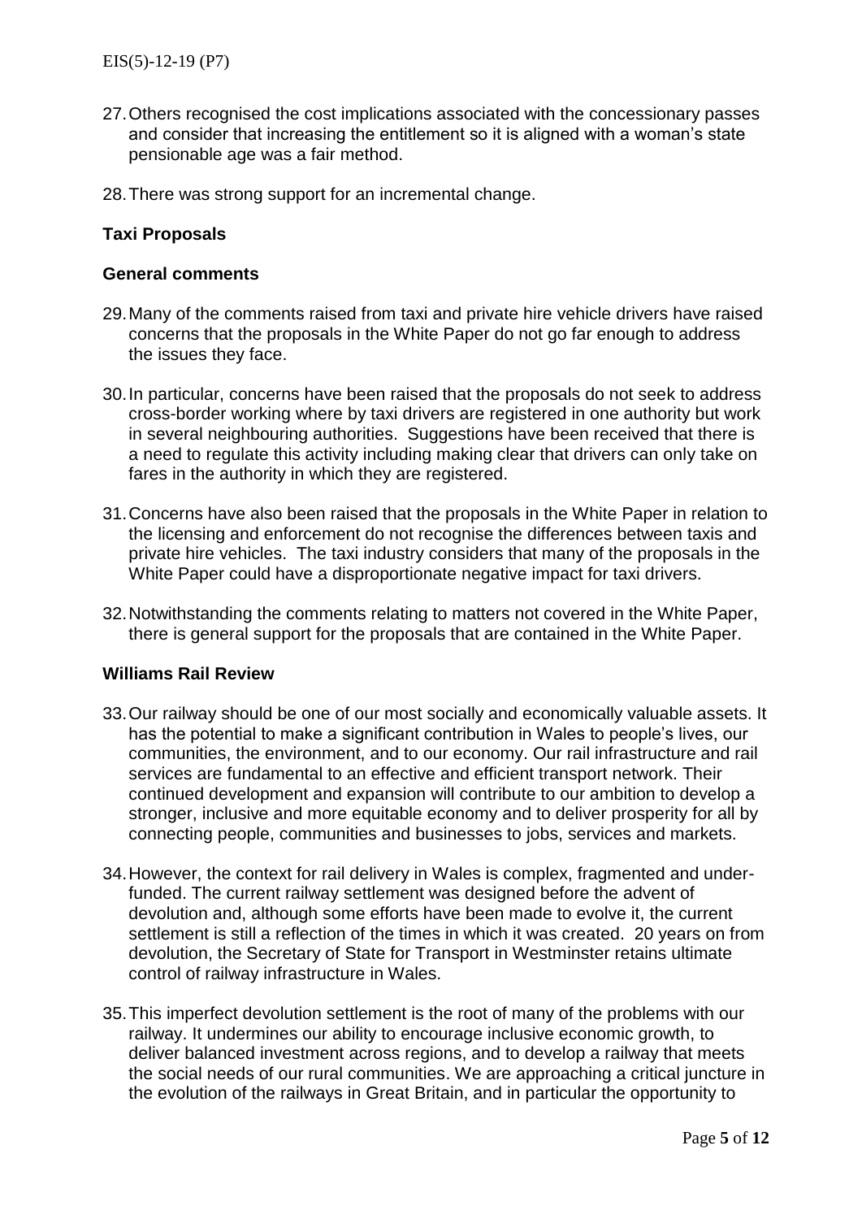27. Others recognised the cost implications associated with the concessionary passes and consider that increasing the entitlement so it is aligned with a woman's state pensionable age was a fair method.

28. There was strong support for an incremental change.

### Taxi Proposals

### General comments

29. Many of the comments raised from taxi and private hire vehicle drivers have raised concerns that the proposals in the White Paper do not go far enough to address the issues they face.

30. In particular, concerns have been raised that the proposals do not seek to address cross-border working where by taxi drivers are registered in one authority but work in several neighbouring authorities. Suggestions have been received that there is a need to regulate this activity including making clear that drivers can only take on fares in the authority in which they are registered.

31. Concerns have also been raised that the proposals in the White Paper in relation to the licensing and enforcement do not recognise the differences between taxis and private hire vehicles. The taxi industry considers that many of the proposals in the White Paper could have a disproportionate negative impact for taxi drivers.

32. Notwithstanding the comments relating to matters not covered in the White Paper, there is general support for the proposals that are contained in the White Paper.

### Williams Rail Review

33. Our railway should be one of our most socially and economically valuable assets. It has the potential to make a significant contribution in Wales to people's lives, our communities, the environment, and to our economy. Our rail infrastructure and rail services are fundamental to an effective and efficient transport network. Their continued development and expansion will contribute to our ambition to develop a stronger, inclusive and more equitable economy and to deliver prosperity for all by connecting people, communities and businesses to jobs, services and markets.

34. However, the context for rail delivery in Wales is complex, fragmented and under-funded. The current railway settlement was designed before the advent of devolution and, although some efforts have been made to evolve it, the current settlement is still a reflection of the times in which it was created. 20 years on from devolution, the Secretary of State for Transport in Westminster retains ultimate control of railway infrastructure in Wales.

35. This imperfect devolution settlement is the root of many of the problems with our railway. It undermines our ability to encourage inclusive economic growth, to deliver balanced investment across regions, and to develop a railway that meets the social needs of our rural communities. We are approaching a critical juncture in the evolution of the railways in Great Britain, and in particular the opportunity to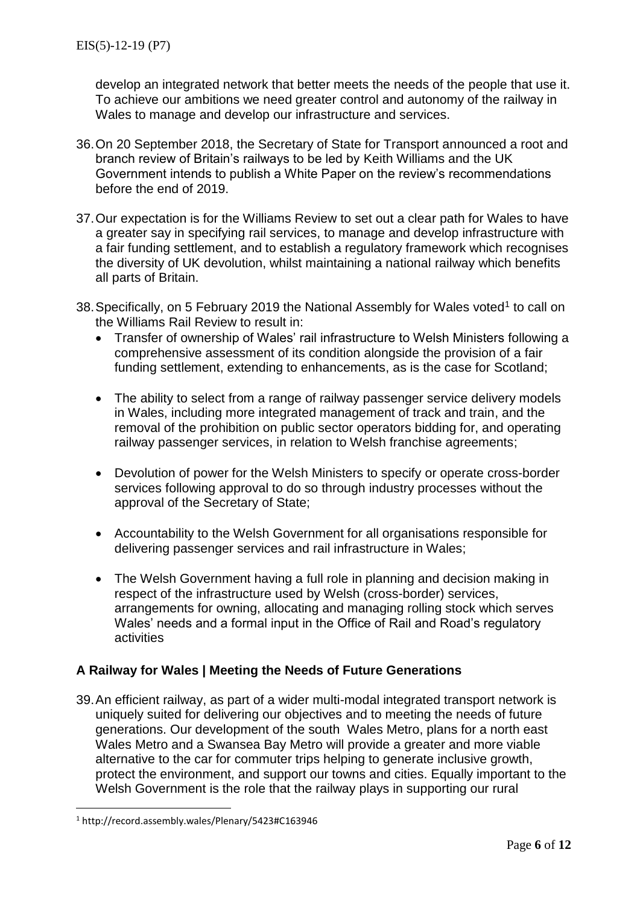develop an integrated network that better meets the needs of the people that use it. To achieve our ambitions we need greater control and autonomy of the railway in Wales to manage and develop our infrastructure and services.

36. On 20 September 2018, the Secretary of State for Transport announced a root and branch review of Britain's railways to be led by Keith Williams and the UK Government intends to publish a White Paper on the review's recommendations before the end of 2019.

37. Our expectation is for the Williams Review to set out a clear path for Wales to have a greater say in specifying rail services, to manage and develop infrastructure with a fair funding settlement, and to establish a regulatory framework which recognises the diversity of UK devolution, whilst maintaining a national railway which benefits all parts of Britain.

38. Specifically, on 5 February 2019 the National Assembly for Wales voted[1] to call on the Williams Rail Review to result in:
    - Transfer of ownership of Wales' rail infrastructure to Welsh Ministers following a comprehensive assessment of its condition alongside the provision of a fair funding settlement, extending to enhancements, as is the case for Scotland;
    - The ability to select from a range of railway passenger service delivery models in Wales, including more integrated management of track and train, and the removal of the prohibition on public sector operators bidding for, and operating railway passenger services, in relation to Welsh franchise agreements;
    - Devolution of power for the Welsh Ministers to specify or operate cross-border services following approval to do so through industry processes without the approval of the Secretary of State;
    - Accountability to the Welsh Government for all organisations responsible for delivering passenger services and rail infrastructure in Wales;
    - The Welsh Government having a full role in planning and decision making in respect of the infrastructure used by Welsh (cross-border) services, arrangements for owning, allocating and managing rolling stock which serves Wales' needs and a formal input in the Office of Rail and Road's regulatory activities

## A Railway for Wales | Meeting the Needs of Future Generations

39. An efficient railway, as part of a wider multi-modal integrated transport network is uniquely suited for delivering our objectives and to meeting the needs of future generations. Our development of the south Wales Metro, plans for a north east Wales Metro and a Swansea Bay Metro will provide a greater and more viable alternative to the car for commuter trips helping to generate inclusive growth, protect the environment, and support our towns and cities. Equally important to the Welsh Government is the role that the railway plays in supporting our rural

[1] http://record.assembly.wales/Plenary/5423#C163946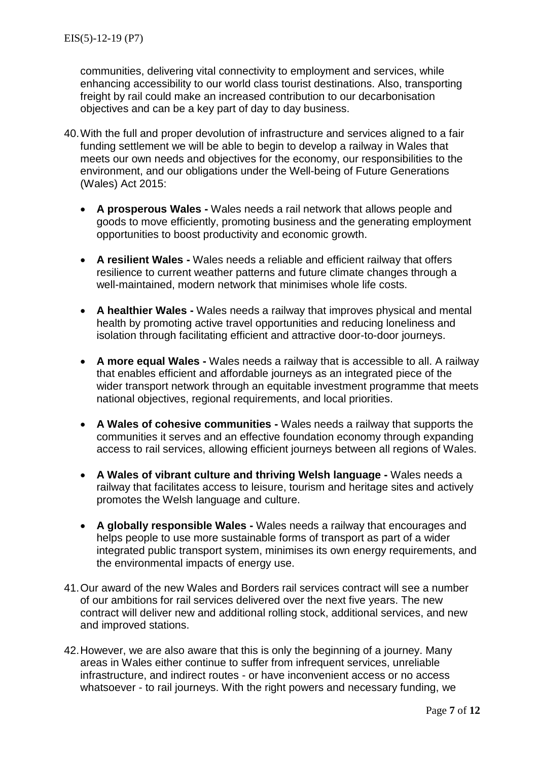communities, delivering vital connectivity to employment and services, while enhancing accessibility to our world class tourist destinations. Also, transporting freight by rail could make an increased contribution to our decarbonisation objectives and can be a key part of day to day business.

40. With the full and proper devolution of infrastructure and services aligned to a fair funding settlement we will be able to begin to develop a railway in Wales that meets our own needs and objectives for the economy, our responsibilities to the environment, and our obligations under the Well-being of Future Generations (Wales) Act 2015:

    - **A prosperous Wales -** Wales needs a rail network that allows people and goods to move efficiently, promoting business and the generating employment opportunities to boost productivity and economic growth.
    - **A resilient Wales -** Wales needs a reliable and efficient railway that offers resilience to current weather patterns and future climate changes through a well-maintained, modern network that minimises whole life costs.
    - **A healthier Wales -** Wales needs a railway that improves physical and mental health by promoting active travel opportunities and reducing loneliness and isolation through facilitating efficient and attractive door-to-door journeys.
    - **A more equal Wales -** Wales needs a railway that is accessible to all. A railway that enables efficient and affordable journeys as an integrated piece of the wider transport network through an equitable investment programme that meets national objectives, regional requirements, and local priorities.
    - **A Wales of cohesive communities -** Wales needs a railway that supports the communities it serves and an effective foundation economy through expanding access to rail services, allowing efficient journeys between all regions of Wales.
    - **A Wales of vibrant culture and thriving Welsh language -** Wales needs a railway that facilitates access to leisure, tourism and heritage sites and actively promotes the Welsh language and culture.
    - **A globally responsible Wales -** Wales needs a railway that encourages and helps people to use more sustainable forms of transport as part of a wider integrated public transport system, minimises its own energy requirements, and the environmental impacts of energy use.

41. Our award of the new Wales and Borders rail services contract will see a number of our ambitions for rail services delivered over the next five years. The new contract will deliver new and additional rolling stock, additional services, and new and improved stations.

42. However, we are also aware that this is only the beginning of a journey. Many areas in Wales either continue to suffer from infrequent services, unreliable infrastructure, and indirect routes - or have inconvenient access or no access whatsoever - to rail journeys. With the right powers and necessary funding, we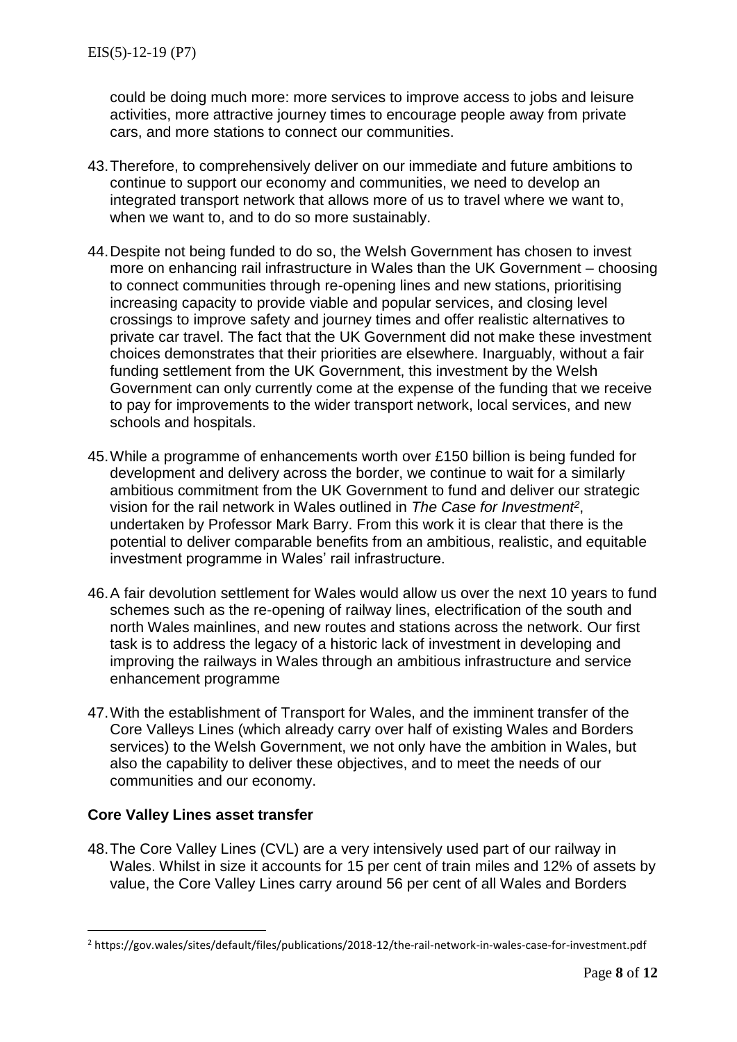could be doing much more: more services to improve access to jobs and leisure activities, more attractive journey times to encourage people away from private cars, and more stations to connect our communities.

43. Therefore, to comprehensively deliver on our immediate and future ambitions to continue to support our economy and communities, we need to develop an integrated transport network that allows more of us to travel where we want to, when we want to, and to do so more sustainably.

44. Despite not being funded to do so, the Welsh Government has chosen to invest more on enhancing rail infrastructure in Wales than the UK Government – choosing to connect communities through re-opening lines and new stations, prioritising increasing capacity to provide viable and popular services, and closing level crossings to improve safety and journey times and offer realistic alternatives to private car travel. The fact that the UK Government did not make these investment choices demonstrates that their priorities are elsewhere. Inarguably, without a fair funding settlement from the UK Government, this investment by the Welsh Government can only currently come at the expense of the funding that we receive to pay for improvements to the wider transport network, local services, and new schools and hospitals.

45. While a programme of enhancements worth over £150 billion is being funded for development and delivery across the border, we continue to wait for a similarly ambitious commitment from the UK Government to fund and deliver our strategic vision for the rail network in Wales outlined in *The Case for Investment*[2], undertaken by Professor Mark Barry. From this work it is clear that there is the potential to deliver comparable benefits from an ambitious, realistic, and equitable investment programme in Wales' rail infrastructure.

46. A fair devolution settlement for Wales would allow us over the next 10 years to fund schemes such as the re-opening of railway lines, electrification of the south and north Wales mainlines, and new routes and stations across the network. Our first task is to address the legacy of a historic lack of investment in developing and improving the railways in Wales through an ambitious infrastructure and service enhancement programme

47. With the establishment of Transport for Wales, and the imminent transfer of the Core Valleys Lines (which already carry over half of existing Wales and Borders services) to the Welsh Government, we not only have the ambition in Wales, but also the capability to deliver these objectives, and to meet the needs of our communities and our economy.

**Core Valley Lines asset transfer**

48. The Core Valley Lines (CVL) are a very intensively used part of our railway in Wales. Whilst in size it accounts for 15 per cent of train miles and 12% of assets by value, the Core Valley Lines carry around 56 per cent of all Wales and Borders

---

[2] https://gov.wales/sites/default/files/publications/2018-12/the-rail-network-in-wales-case-for-investment.pdf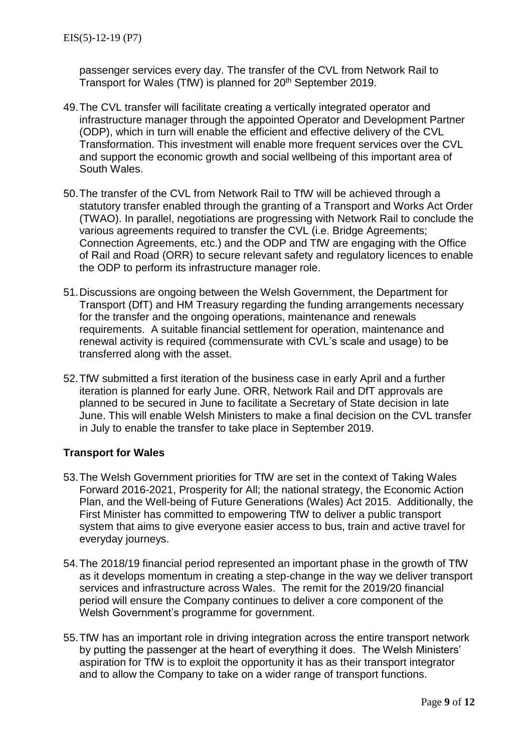passenger services every day. The transfer of the CVL from Network Rail to Transport for Wales (TfW) is planned for 20th September 2019.

49. The CVL transfer will facilitate creating a vertically integrated operator and infrastructure manager through the appointed Operator and Development Partner (ODP), which in turn will enable the efficient and effective delivery of the CVL Transformation. This investment will enable more frequent services over the CVL and support the economic growth and social wellbeing of this important area of South Wales.

50. The transfer of the CVL from Network Rail to TfW will be achieved through a statutory transfer enabled through the granting of a Transport and Works Act Order (TWAO). In parallel, negotiations are progressing with Network Rail to conclude the various agreements required to transfer the CVL (i.e. Bridge Agreements; Connection Agreements, etc.) and the ODP and TfW are engaging with the Office of Rail and Road (ORR) to secure relevant safety and regulatory licences to enable the ODP to perform its infrastructure manager role.

51. Discussions are ongoing between the Welsh Government, the Department for Transport (DfT) and HM Treasury regarding the funding arrangements necessary for the transfer and the ongoing operations, maintenance and renewals requirements. A suitable financial settlement for operation, maintenance and renewal activity is required (commensurate with CVL's scale and usage) to be transferred along with the asset.

52. TfW submitted a first iteration of the business case in early April and a further iteration is planned for early June. ORR, Network Rail and DfT approvals are planned to be secured in June to facilitate a Secretary of State decision in late June. This will enable Welsh Ministers to make a final decision on the CVL transfer in July to enable the transfer to take place in September 2019.

## Transport for Wales

53. The Welsh Government priorities for TfW are set in the context of Taking Wales Forward 2016-2021, Prosperity for All; the national strategy, the Economic Action Plan, and the Well-being of Future Generations (Wales) Act 2015. Additionally, the First Minister has committed to empowering TfW to deliver a public transport system that aims to give everyone easier access to bus, train and active travel for everyday journeys.

54. The 2018/19 financial period represented an important phase in the growth of TfW as it develops momentum in creating a step-change in the way we deliver transport services and infrastructure across Wales. The remit for the 2019/20 financial period will ensure the Company continues to deliver a core component of the Welsh Government's programme for government.

55. TfW has an important role in driving integration across the entire transport network by putting the passenger at the heart of everything it does. The Welsh Ministers' aspiration for TfW is to exploit the opportunity it has as their transport integrator and to allow the Company to take on a wider range of transport functions.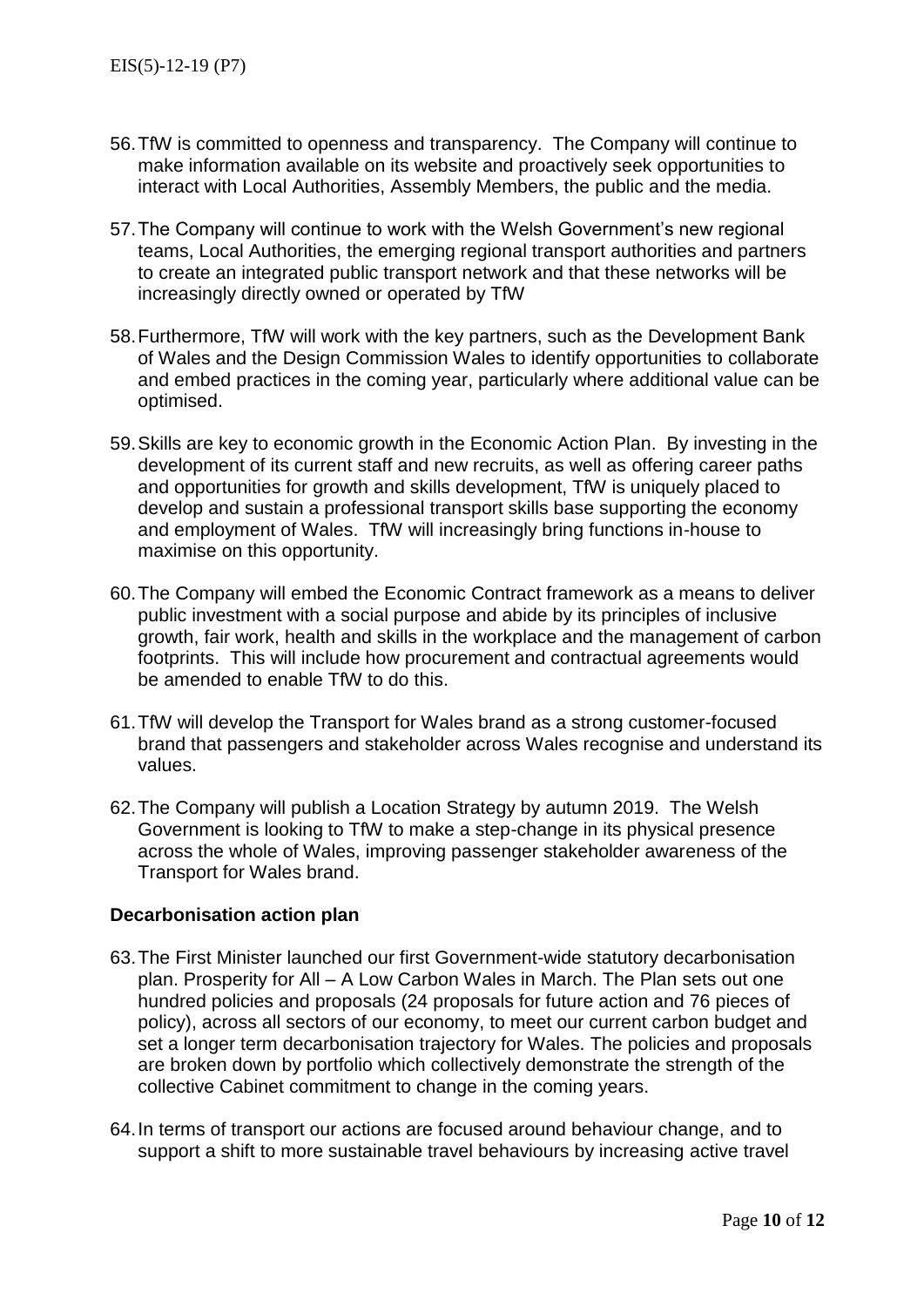56. TfW is committed to openness and transparency. The Company will continue to make information available on its website and proactively seek opportunities to interact with Local Authorities, Assembly Members, the public and the media.

57. The Company will continue to work with the Welsh Government's new regional teams, Local Authorities, the emerging regional transport authorities and partners to create an integrated public transport network and that these networks will be increasingly directly owned or operated by TfW

58. Furthermore, TfW will work with the key partners, such as the Development Bank of Wales and the Design Commission Wales to identify opportunities to collaborate and embed practices in the coming year, particularly where additional value can be optimised.

59. Skills are key to economic growth in the Economic Action Plan. By investing in the development of its current staff and new recruits, as well as offering career paths and opportunities for growth and skills development, TfW is uniquely placed to develop and sustain a professional transport skills base supporting the economy and employment of Wales. TfW will increasingly bring functions in-house to maximise on this opportunity.

60. The Company will embed the Economic Contract framework as a means to deliver public investment with a social purpose and abide by its principles of inclusive growth, fair work, health and skills in the workplace and the management of carbon footprints. This will include how procurement and contractual agreements would be amended to enable TfW to do this.

61. TfW will develop the Transport for Wales brand as a strong customer-focused brand that passengers and stakeholder across Wales recognise and understand its values.

62. The Company will publish a Location Strategy by autumn 2019. The Welsh Government is looking to TfW to make a step-change in its physical presence across the whole of Wales, improving passenger stakeholder awareness of the Transport for Wales brand.

**Decarbonisation action plan**

63. The First Minister launched our first Government-wide statutory decarbonisation plan. Prosperity for All – A Low Carbon Wales in March. The Plan sets out one hundred policies and proposals (24 proposals for future action and 76 pieces of policy), across all sectors of our economy, to meet our current carbon budget and set a longer term decarbonisation trajectory for Wales. The policies and proposals are broken down by portfolio which collectively demonstrate the strength of the collective Cabinet commitment to change in the coming years.

64. In terms of transport our actions are focused around behaviour change, and to support a shift to more sustainable travel behaviours by increasing active travel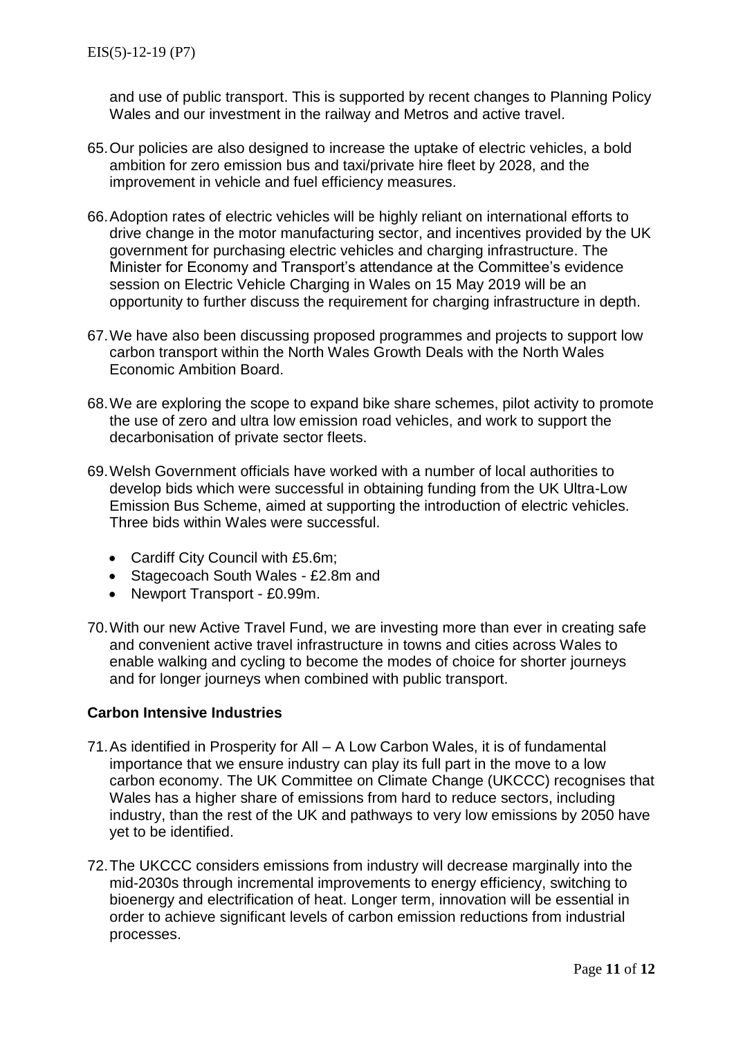and use of public transport. This is supported by recent changes to Planning Policy Wales and our investment in the railway and Metros and active travel.

65. Our policies are also designed to increase the uptake of electric vehicles, a bold ambition for zero emission bus and taxi/private hire fleet by 2028, and the improvement in vehicle and fuel efficiency measures.

66. Adoption rates of electric vehicles will be highly reliant on international efforts to drive change in the motor manufacturing sector, and incentives provided by the UK government for purchasing electric vehicles and charging infrastructure. The Minister for Economy and Transport's attendance at the Committee's evidence session on Electric Vehicle Charging in Wales on 15 May 2019 will be an opportunity to further discuss the requirement for charging infrastructure in depth.

67. We have also been discussing proposed programmes and projects to support low carbon transport within the North Wales Growth Deals with the North Wales Economic Ambition Board.

68. We are exploring the scope to expand bike share schemes, pilot activity to promote the use of zero and ultra low emission road vehicles, and work to support the decarbonisation of private sector fleets.

69. Welsh Government officials have worked with a number of local authorities to develop bids which were successful in obtaining funding from the UK Ultra-Low Emission Bus Scheme, aimed at supporting the introduction of electric vehicles. Three bids within Wales were successful.

   - Cardiff City Council with £5.6m;
   - Stagecoach South Wales - £2.8m and
   - Newport Transport - £0.99m.

70. With our new Active Travel Fund, we are investing more than ever in creating safe and convenient active travel infrastructure in towns and cities across Wales to enable walking and cycling to become the modes of choice for shorter journeys and for longer journeys when combined with public transport.

**Carbon Intensive Industries**

71. As identified in Prosperity for All – A Low Carbon Wales, it is of fundamental importance that we ensure industry can play its full part in the move to a low carbon economy. The UK Committee on Climate Change (UKCCC) recognises that Wales has a higher share of emissions from hard to reduce sectors, including industry, than the rest of the UK and pathways to very low emissions by 2050 have yet to be identified.

72. The UKCCC considers emissions from industry will decrease marginally into the mid-2030s through incremental improvements to energy efficiency, switching to bioenergy and electrification of heat. Longer term, innovation will be essential in order to achieve significant levels of carbon emission reductions from industrial processes.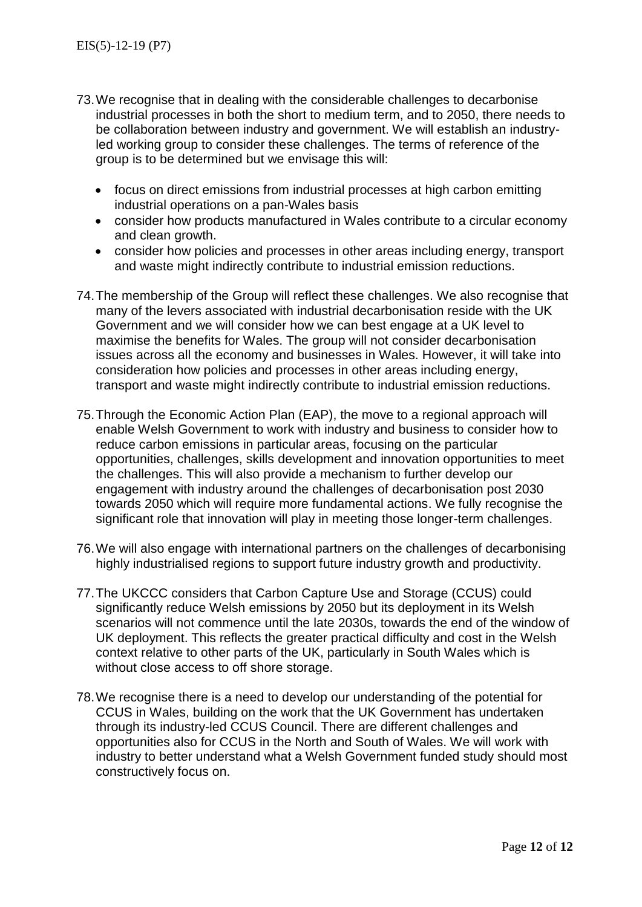73. We recognise that in dealing with the considerable challenges to decarbonise industrial processes in both the short to medium term, and to 2050, there needs to be collaboration between industry and government. We will establish an industry-led working group to consider these challenges. The terms of reference of the group is to be determined but we envisage this will:

    - focus on direct emissions from industrial processes at high carbon emitting industrial operations on a pan-Wales basis
    - consider how products manufactured in Wales contribute to a circular economy and clean growth.
    - consider how policies and processes in other areas including energy, transport and waste might indirectly contribute to industrial emission reductions.

74. The membership of the Group will reflect these challenges. We also recognise that many of the levers associated with industrial decarbonisation reside with the UK Government and we will consider how we can best engage at a UK level to maximise the benefits for Wales. The group will not consider decarbonisation issues across all the economy and businesses in Wales. However, it will take into consideration how policies and processes in other areas including energy, transport and waste might indirectly contribute to industrial emission reductions.

75. Through the Economic Action Plan (EAP), the move to a regional approach will enable Welsh Government to work with industry and business to consider how to reduce carbon emissions in particular areas, focusing on the particular opportunities, challenges, skills development and innovation opportunities to meet the challenges. This will also provide a mechanism to further develop our engagement with industry around the challenges of decarbonisation post 2030 towards 2050 which will require more fundamental actions. We fully recognise the significant role that innovation will play in meeting those longer-term challenges.

76. We will also engage with international partners on the challenges of decarbonising highly industrialised regions to support future industry growth and productivity.

77. The UKCCC considers that Carbon Capture Use and Storage (CCUS) could significantly reduce Welsh emissions by 2050 but its deployment in its Welsh scenarios will not commence until the late 2030s, towards the end of the window of UK deployment. This reflects the greater practical difficulty and cost in the Welsh context relative to other parts of the UK, particularly in South Wales which is without close access to off shore storage.

78. We recognise there is a need to develop our understanding of the potential for CCUS in Wales, building on the work that the UK Government has undertaken through its industry-led CCUS Council. There are different challenges and opportunities also for CCUS in the North and South of Wales. We will work with industry to better understand what a Welsh Government funded study should most constructively focus on.